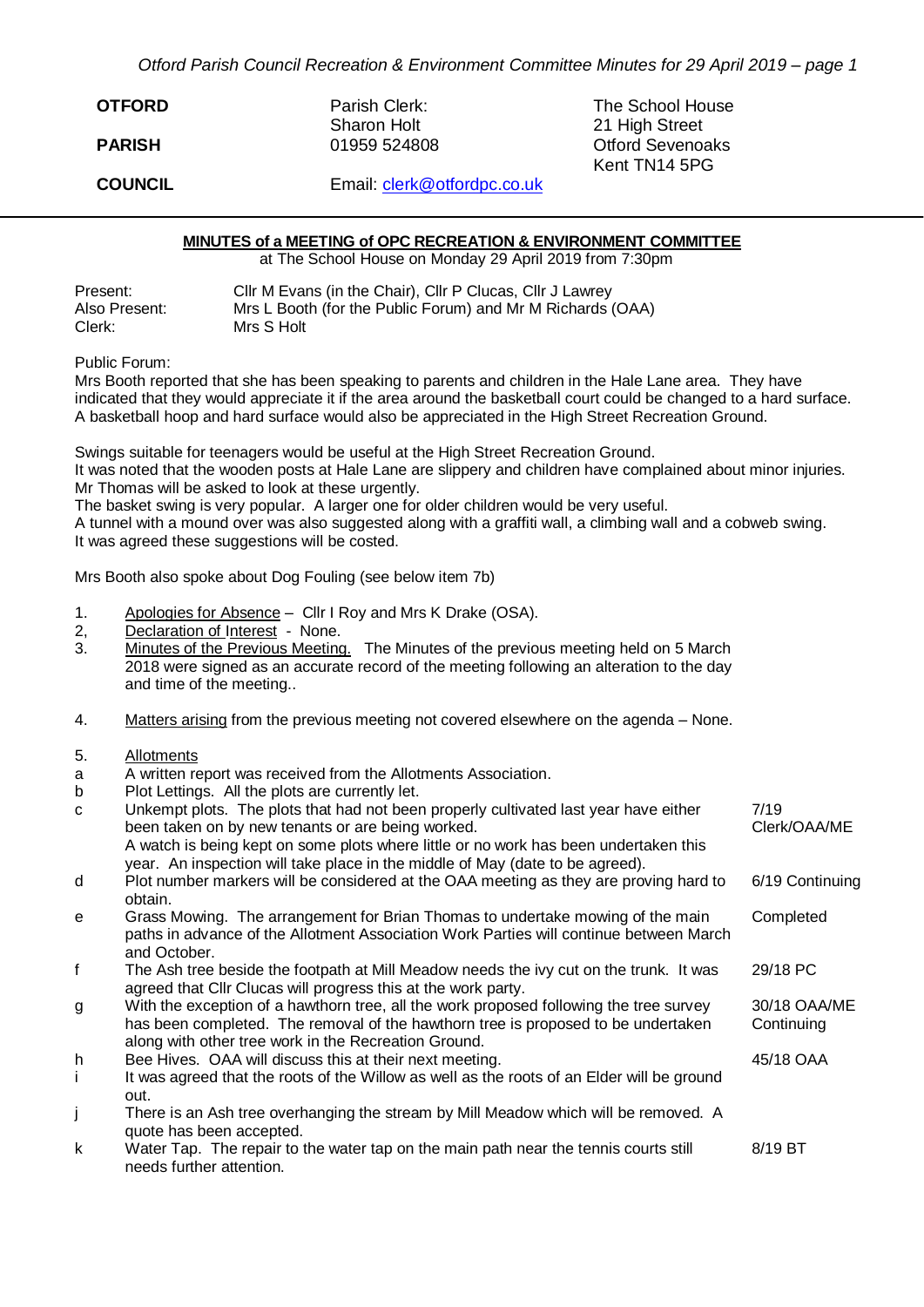| **OTFORD** | Parish Clerk: | The School House |
|---|---|---|
| | Sharon Holt | 21 High Street |
| **PARISH** | 01959 524808 | Otford Sevenoaks |
| | | Kent TN14 5PG |
| **COUNCIL** | Email: clerk@otfordpc.co.uk | |

---

**MINUTES of a MEETING of OPC RECREATION & ENVIRONMENT COMMITTEE**

at The School House on Monday 29 April 2019 from 7:30pm

Present: Cllr M Evans (in the Chair), Cllr P Clucas, Cllr J Lawrey
Also Present: Mrs L Booth (for the Public Forum) and Mr M Richards (OAA)
Clerk: Mrs S Holt

Public Forum:

Mrs Booth reported that she has been speaking to parents and children in the Hale Lane area. They have indicated that they would appreciate it if the area around the basketball court could be changed to a hard surface. A basketball hoop and hard surface would also be appreciated in the High Street Recreation Ground.

Swings suitable for teenagers would be useful at the High Street Recreation Ground.
It was noted that the wooden posts at Hale Lane are slippery and children have complained about minor injuries. Mr Thomas will be asked to look at these urgently.
The basket swing is very popular. A larger one for older children would be very useful.
A tunnel with a mound over was also suggested along with a graffiti wall, a climbing wall and a cobweb swing.
It was agreed these suggestions will be costed.

Mrs Booth also spoke about Dog Fouling (see below item 7b)

1. Apologies for Absence – Cllr I Roy and Mrs K Drake (OSA).
2, Declaration of Interest - None.
3. Minutes of the Previous Meeting. The Minutes of the previous meeting held on 5 March 2018 were signed as an accurate record of the meeting following an alteration to the day and time of the meeting..
4. Matters arising from the previous meeting not covered elsewhere on the agenda – None.
5. Allotments

| | | |
|---|---|---|
| a | A written report was received from the Allotments Association. | |
| b | Plot Lettings. All the plots are currently let. | |
| c | Unkempt plots. The plots that had not been properly cultivated last year have either been taken on by new tenants or are being worked. A watch is being kept on some plots where little or no work has been undertaken this year. An inspection will take place in the middle of May (date to be agreed). | 7/19 Clerk/OAA/ME |
| d | Plot number markers will be considered at the OAA meeting as they are proving hard to obtain. | 6/19 Continuing |
| e | Grass Mowing. The arrangement for Brian Thomas to undertake mowing of the main paths in advance of the Allotment Association Work Parties will continue between March and October. | Completed |
| f | The Ash tree beside the footpath at Mill Meadow needs the ivy cut on the trunk. It was agreed that Cllr Clucas will progress this at the work party. | 29/18 PC |
| g | With the exception of a hawthorn tree, all the work proposed following the tree survey has been completed. The removal of the hawthorn tree is proposed to be undertaken along with other tree work in the Recreation Ground. | 30/18 OAA/ME Continuing |
| h | Bee Hives. OAA will discuss this at their next meeting. | 45/18 OAA |
| i | It was agreed that the roots of the Willow as well as the roots of an Elder will be ground out. | |
| j | There is an Ash tree overhanging the stream by Mill Meadow which will be removed. A quote has been accepted. | |
| k | Water Tap. The repair to the water tap on the main path near the tennis courts still needs further attention. | 8/19 BT |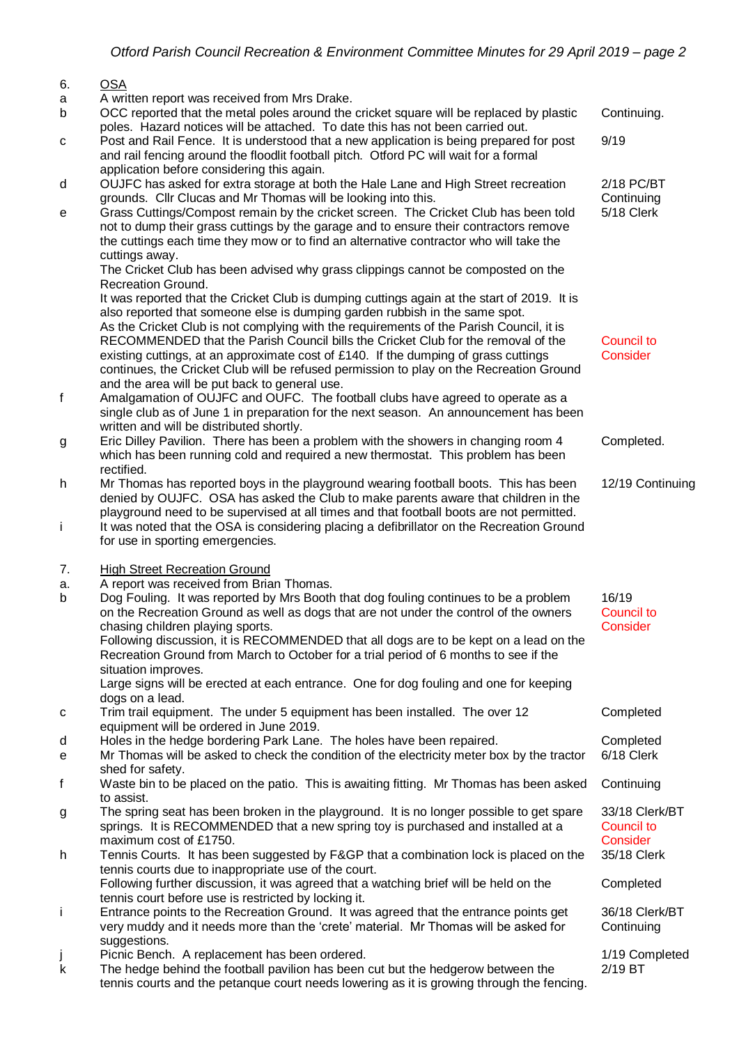| | | |
|---|---|---|
| 6. | OSA | |
| a | A written report was received from Mrs Drake. | |
| b | OCC reported that the metal poles around the cricket square will be replaced by plastic poles. Hazard notices will be attached. To date this has not been carried out. | Continuing. |
| c | Post and Rail Fence. It is understood that a new application is being prepared for post and rail fencing around the floodlit football pitch. Otford PC will wait for a formal application before considering this again. | 9/19 |
| d | OUJFC has asked for extra storage at both the Hale Lane and High Street recreation grounds. Cllr Clucas and Mr Thomas will be looking into this. | 2/18 PC/BT Continuing |
| e | Grass Cuttings/Compost remain by the cricket screen. The Cricket Club has been told not to dump their grass cuttings by the garage and to ensure their contractors remove the cuttings each time they mow or to find an alternative contractor who will take the cuttings away.<br>The Cricket Club has been advised why grass clippings cannot be composted on the Recreation Ground.<br>It was reported that the Cricket Club is dumping cuttings again at the start of 2019. It is also reported that someone else is dumping garden rubbish in the same spot.<br>As the Cricket Club is not complying with the requirements of the Parish Council, it is RECOMMENDED that the Parish Council bills the Cricket Club for the removal of the existing cuttings, at an approximate cost of £140. If the dumping of grass cuttings continues, the Cricket Club will be refused permission to play on the Recreation Ground and the area will be put back to general use. | 5/18 Clerk<br>Council to Consider |
| f | Amalgamation of OUJFC and OUFC. The football clubs have agreed to operate as a single club as of June 1 in preparation for the next season. An announcement has been written and will be distributed shortly. | |
| g | Eric Dilley Pavilion. There has been a problem with the showers in changing room 4 which has been running cold and required a new thermostat. This problem has been rectified. | Completed. |
| h | Mr Thomas has reported boys in the playground wearing football boots. This has been denied by OUJFC. OSA has asked the Club to make parents aware that children in the playground need to be supervised at all times and that football boots are not permitted. | 12/19 Continuing |
| i | It was noted that the OSA is considering placing a defibrillator on the Recreation Ground for use in sporting emergencies. | |
| 7. | High Street Recreation Ground | |
| a. | A report was received from Brian Thomas. | |
| b | Dog Fouling. It was reported by Mrs Booth that dog fouling continues to be a problem on the Recreation Ground as well as dogs that are not under the control of the owners chasing children playing sports.<br>Following discussion, it is RECOMMENDED that all dogs are to be kept on a lead on the Recreation Ground from March to October for a trial period of 6 months to see if the situation improves.<br>Large signs will be erected at each entrance. One for dog fouling and one for keeping dogs on a lead. | 16/19<br>Council to Consider |
| c | Trim trail equipment. The under 5 equipment has been installed. The over 12 equipment will be ordered in June 2019. | Completed |
| d | Holes in the hedge bordering Park Lane. The holes have been repaired. | Completed |
| e | Mr Thomas will be asked to check the condition of the electricity meter box by the tractor shed for safety. | 6/18 Clerk |
| f | Waste bin to be placed on the patio. This is awaiting fitting. Mr Thomas has been asked to assist. | Continuing |
| g | The spring seat has been broken in the playground. It is no longer possible to get spare springs. It is RECOMMENDED that a new spring toy is purchased and installed at a maximum cost of £1750. | 33/18 Clerk/BT<br>Council to Consider |
| h | Tennis Courts. It has been suggested by F&GP that a combination lock is placed on the tennis courts due to inappropriate use of the court.<br>Following further discussion, it was agreed that a watching brief will be held on the tennis court before use is restricted by locking it. | 35/18 Clerk<br>Completed |
| i | Entrance points to the Recreation Ground. It was agreed that the entrance points get very muddy and it needs more than the 'crete' material. Mr Thomas will be asked for suggestions. | 36/18 Clerk/BT Continuing |
| j | Picnic Bench. A replacement has been ordered. | 1/19 Completed |
| k | The hedge behind the football pavilion has been cut but the hedgerow between the tennis courts and the petanque court needs lowering as it is growing through the fencing. | 2/19 BT |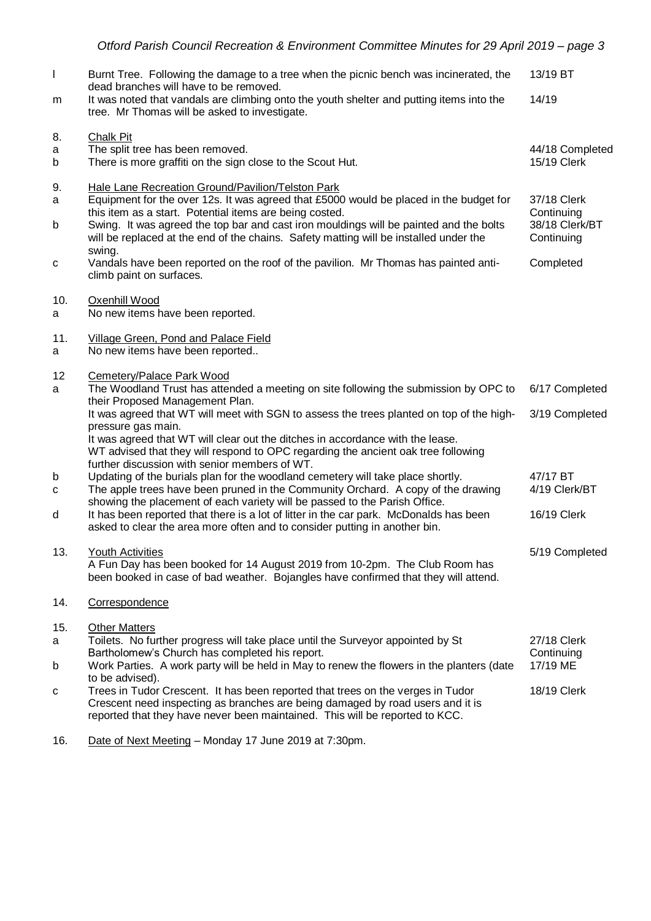| | | |
|---|---|---|
| l | Burnt Tree. Following the damage to a tree when the picnic bench was incinerated, the dead branches will have to be removed. | 13/19 BT |
| m | It was noted that vandals are climbing onto the youth shelter and putting items into the tree. Mr Thomas will be asked to investigate. | 14/19 |
| 8. | Chalk Pit | |
| a | The split tree has been removed. | 44/18 Completed |
| b | There is more graffiti on the sign close to the Scout Hut. | 15/19 Clerk |
| 9. | Hale Lane Recreation Ground/Pavilion/Telston Park | |
| a | Equipment for the over 12s. It was agreed that £5000 would be placed in the budget for this item as a start. Potential items are being costed. | 37/18 Clerk Continuing |
| b | Swing. It was agreed the top bar and cast iron mouldings will be painted and the bolts will be replaced at the end of the chains. Safety matting will be installed under the swing. | 38/18 Clerk/BT Continuing |
| c | Vandals have been reported on the roof of the pavilion. Mr Thomas has painted anti-climb paint on surfaces. | Completed |
| 10. | Oxenhill Wood | |
| a | No new items have been reported. | |
| 11. | Village Green, Pond and Palace Field | |
| a | No new items have been reported.. | |
| 12 | Cemetery/Palace Park Wood | |
| a | The Woodland Trust has attended a meeting on site following the submission by OPC to their Proposed Management Plan. | 6/17 Completed |
| | It was agreed that WT will meet with SGN to assess the trees planted on top of the high-pressure gas main. | 3/19 Completed |
| | It was agreed that WT will clear out the ditches in accordance with the lease. | |
| | WT advised that they will respond to OPC regarding the ancient oak tree following further discussion with senior members of WT. | |
| b | Updating of the burials plan for the woodland cemetery will take place shortly. | 47/17 BT |
| c | The apple trees have been pruned in the Community Orchard. A copy of the drawing showing the placement of each variety will be passed to the Parish Office. | 4/19 Clerk/BT |
| d | It has been reported that there is a lot of litter in the car park. McDonalds has been asked to clear the area more often and to consider putting in another bin. | 16/19 Clerk |
| 13. | Youth Activities<br>A Fun Day has been booked for 14 August 2019 from 10-2pm. The Club Room has been booked in case of bad weather. Bojangles have confirmed that they will attend. | 5/19 Completed |
| 14. | Correspondence | |
| 15. | Other Matters | |
| a | Toilets. No further progress will take place until the Surveyor appointed by St Bartholomew's Church has completed his report. | 27/18 Clerk Continuing |
| b | Work Parties. A work party will be held in May to renew the flowers in the planters (date to be advised). | 17/19 ME |
| c | Trees in Tudor Crescent. It has been reported that trees on the verges in Tudor Crescent need inspecting as branches are being damaged by road users and it is reported that they have never been maintained. This will be reported to KCC. | 18/19 Clerk |
| 16. | Date of Next Meeting – Monday 17 June 2019 at 7:30pm. | |